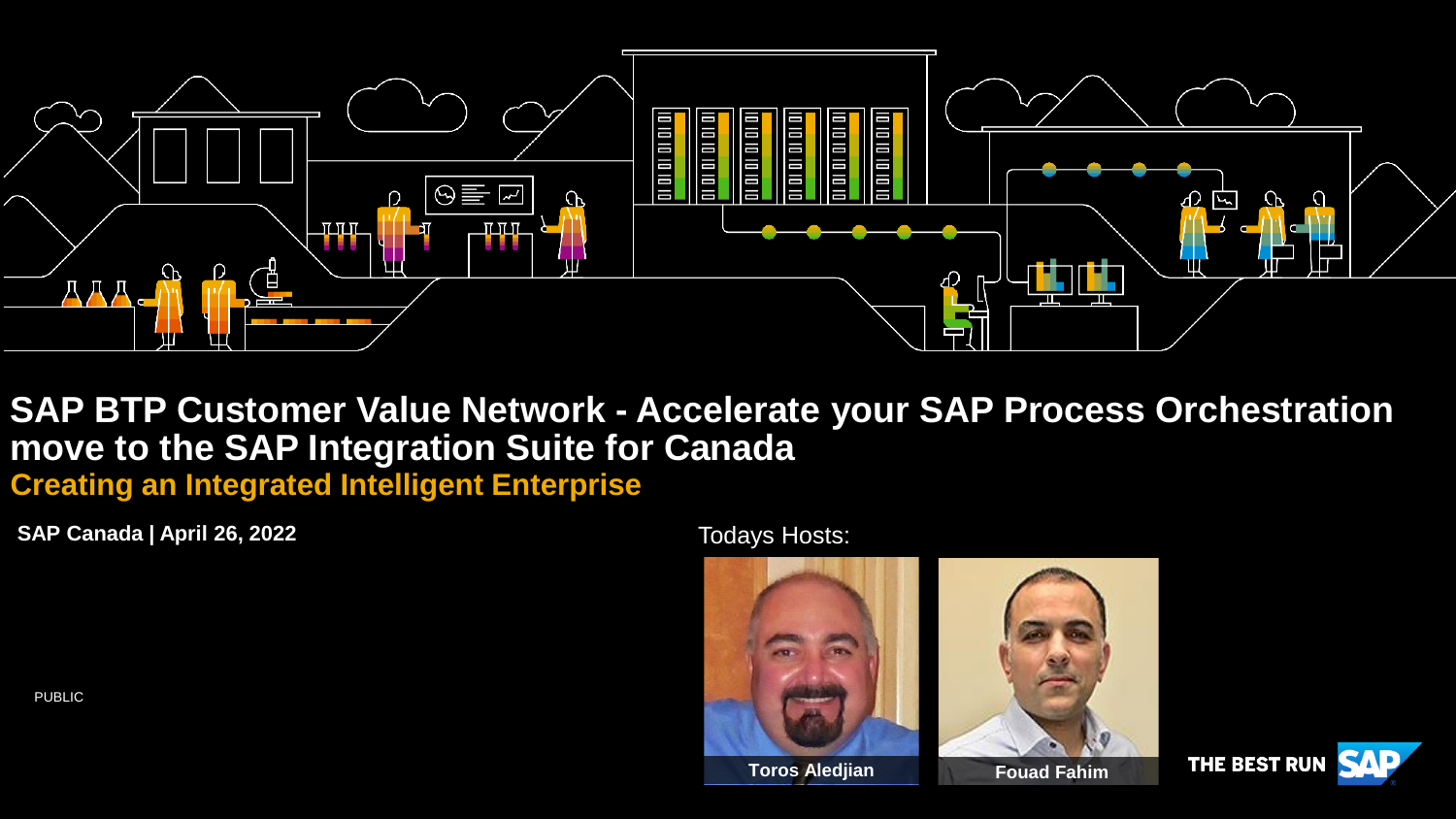# SAP BTP Customer Value Network - Accelerate your SAP Process Orchestration move to the SAP Integration Suite for Canada

## Creating an Integrated Intelligent Enterprise

**SAP Canada | April 26, 2022**

Todays Hosts:

**Toros Aledjian**

**Fouad Fahim**

PUBLIC

THE BEST RUN SAP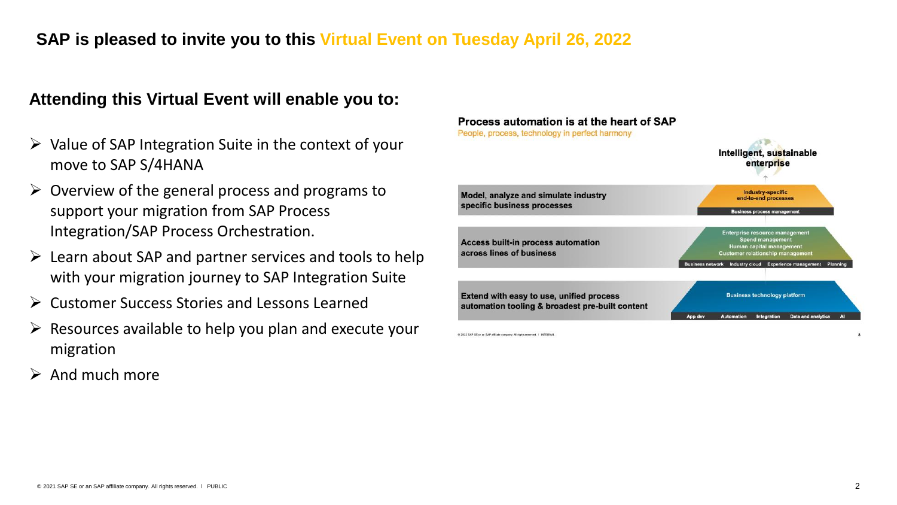**SAP is pleased to invite you to this Virtual Event on Tuesday April 26, 2022**

## Attending this Virtual Event will enable you to:

- Value of SAP Integration Suite in the context of your move to SAP S/4HANA
- Overview of the general process and programs to support your migration from SAP Process Integration/SAP Process Orchestration.
- Learn about SAP and partner services and tools to help with your migration journey to SAP Integration Suite
- Customer Success Stories and Lessons Learned
- Resources available to help you plan and execute your migration
- And much more

**Process automation is at the heart of SAP**

People, process, technology in perfect harmony

**Intelligent, sustainable enterprise**

| | |
|---|---|
| **Model, analyze and simulate industry specific business processes** | Industry-specific end-to-end processes<br>Business process management |
| **Access built-in process automation across lines of business** | Enterprise resource management<br>Spend management<br>Human capital management<br>Customer relationship management<br>Business network · Industry cloud · Experience management · Planning |
| **Extend with easy to use, unified process automation tooling & broadest pre-built content** | Business technology platform<br>App dev · Automation · Integration · Data and analytics · AI |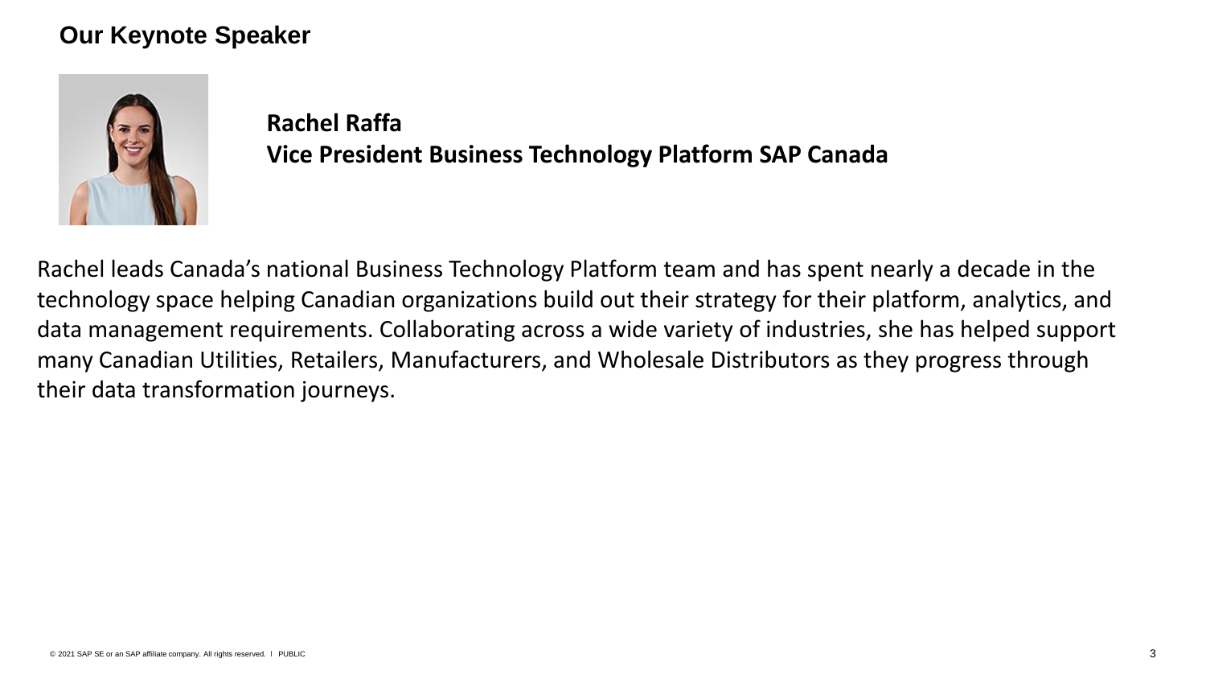# Our Keynote Speaker

**Rachel Raffa**
**Vice President Business Technology Platform SAP Canada**

Rachel leads Canada's national Business Technology Platform team and has spent nearly a decade in the technology space helping Canadian organizations build out their strategy for their platform, analytics, and data management requirements. Collaborating across a wide variety of industries, she has helped support many Canadian Utilities, Retailers, Manufacturers, and Wholesale Distributors as they progress through their data transformation journeys.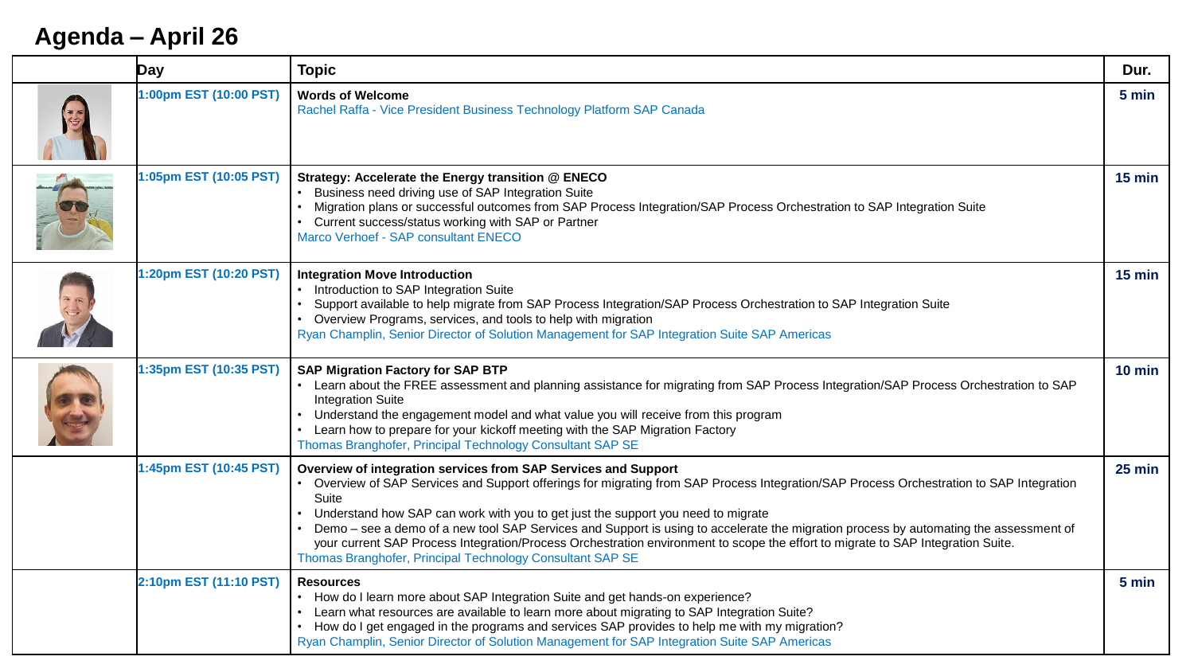# Agenda – April 26

| | Day | Topic | Dur. |
|---|---|---|---|
| | 1:00pm EST (10:00 PST) | **Words of Welcome**<br>Rachel Raffa - Vice President Business Technology Platform SAP Canada | 5 min |
| | 1:05pm EST (10:05 PST) | **Strategy: Accelerate the Energy transition @ ENECO**<br>• Business need driving use of SAP Integration Suite<br>• Migration plans or successful outcomes from SAP Process Integration/SAP Process Orchestration to SAP Integration Suite<br>• Current success/status working with SAP or Partner<br>Marco Verhoef - SAP consultant ENECO | 15 min |
| | 1:20pm EST (10:20 PST) | **Integration Move Introduction**<br>• Introduction to SAP Integration Suite<br>• Support available to help migrate from SAP Process Integration/SAP Process Orchestration to SAP Integration Suite<br>• Overview Programs, services, and tools to help with migration<br>Ryan Champlin, Senior Director of Solution Management for SAP Integration Suite SAP Americas | 15 min |
| | 1:35pm EST (10:35 PST) | **SAP Migration Factory for SAP BTP**<br>• Learn about the FREE assessment and planning assistance for migrating from SAP Process Integration/SAP Process Orchestration to SAP Integration Suite<br>• Understand the engagement model and what value you will receive from this program<br>• Learn how to prepare for your kickoff meeting with the SAP Migration Factory<br>Thomas Branghofer, Principal Technology Consultant SAP SE | 10 min |
| | 1:45pm EST (10:45 PST) | **Overview of integration services from SAP Services and Support**<br>• Overview of SAP Services and Support offerings for migrating from SAP Process Integration/SAP Process Orchestration to SAP Integration Suite<br>• Understand how SAP can work with you to get just the support you need to migrate<br>• Demo – see a demo of a new tool SAP Services and Support is using to accelerate the migration process by automating the assessment of your current SAP Process Integration/Process Orchestration environment to scope the effort to migrate to SAP Integration Suite.<br>Thomas Branghofer, Principal Technology Consultant SAP SE | 25 min |
| | 2:10pm EST (11:10 PST) | **Resources**<br>• How do I learn more about SAP Integration Suite and get hands-on experience?<br>• Learn what resources are available to learn more about migrating to SAP Integration Suite?<br>• How do I get engaged in the programs and services SAP provides to help me with my migration?<br>Ryan Champlin, Senior Director of Solution Management for SAP Integration Suite SAP Americas | 5 min |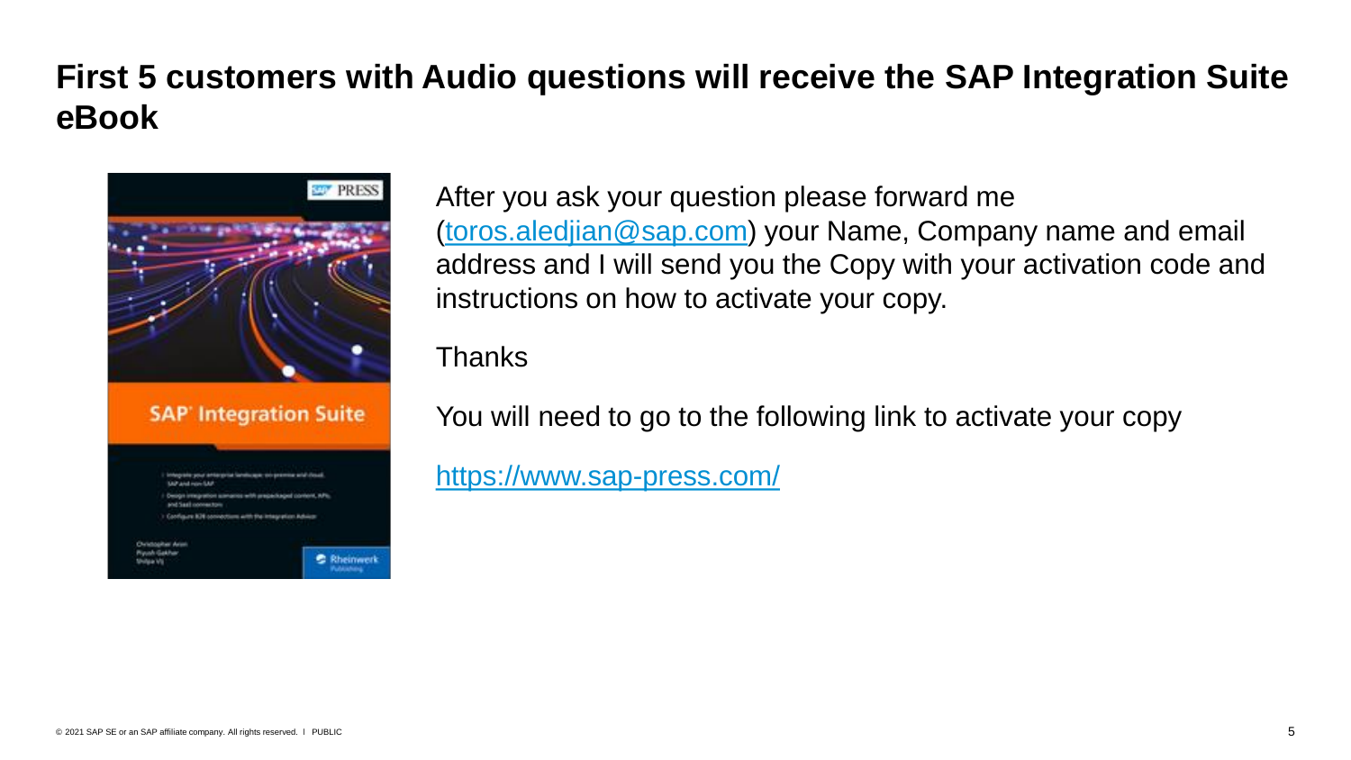# First 5 customers with Audio questions will receive the SAP Integration Suite eBook

After you ask your question please forward me (toros.aledjian@sap.com) your Name, Company name and email address and I will send you the Copy with your activation code and instructions on how to activate your copy.

Thanks

You will need to go to the following link to activate your copy

https://www.sap-press.com/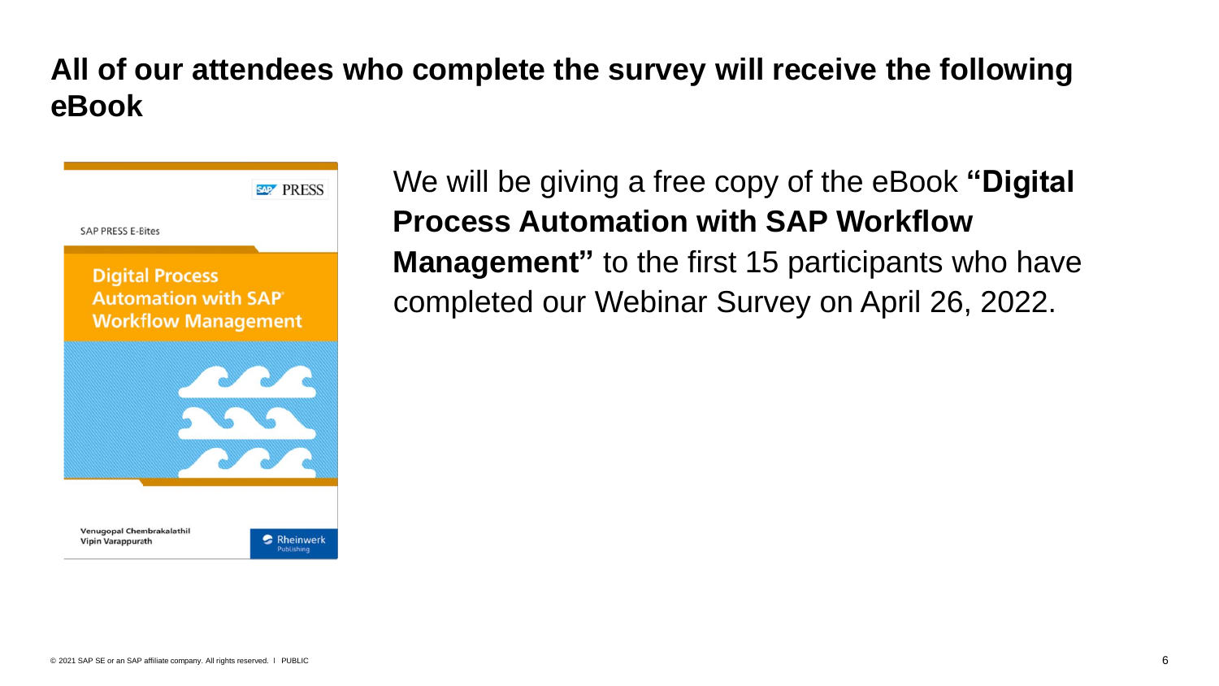# All of our attendees who complete the survey will receive the following eBook

SAP PRESS

SAP PRESS E-Bites

Digital Process Automation with SAP Workflow Management

Venugopal Chembrakalathil
Vipin Varappurath

Rheinwerk Publishing

We will be giving a free copy of the eBook **"Digital Process Automation with SAP Workflow Management"** to the first 15 participants who have completed our Webinar Survey on April 26, 2022.

© 2021 SAP SE or an SAP affiliate company. All rights reserved. I PUBLIC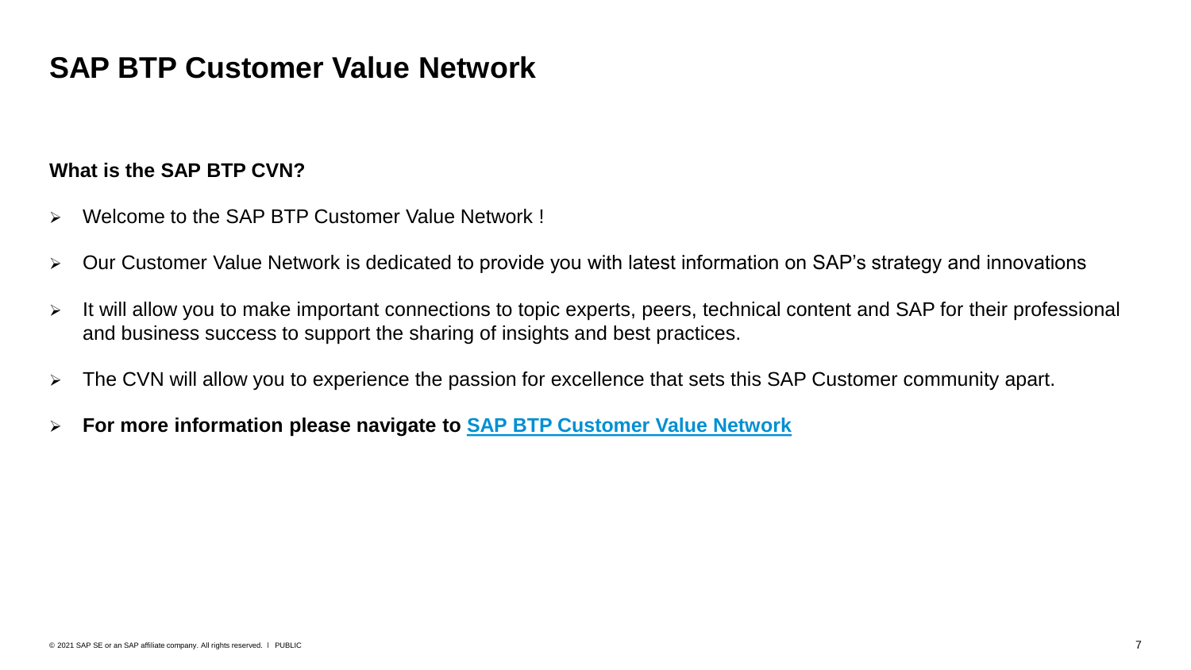# SAP BTP Customer Value Network

**What is the SAP BTP CVN?**

- Welcome to the SAP BTP Customer Value Network !
- Our Customer Value Network is dedicated to provide you with latest information on SAP's strategy and innovations
- It will allow you to make important connections to topic experts, peers, technical content and SAP for their professional and business success to support the sharing of insights and best practices.
- The CVN will allow you to experience the passion for excellence that sets this SAP Customer community apart.
- **For more information please navigate to SAP BTP Customer Value Network**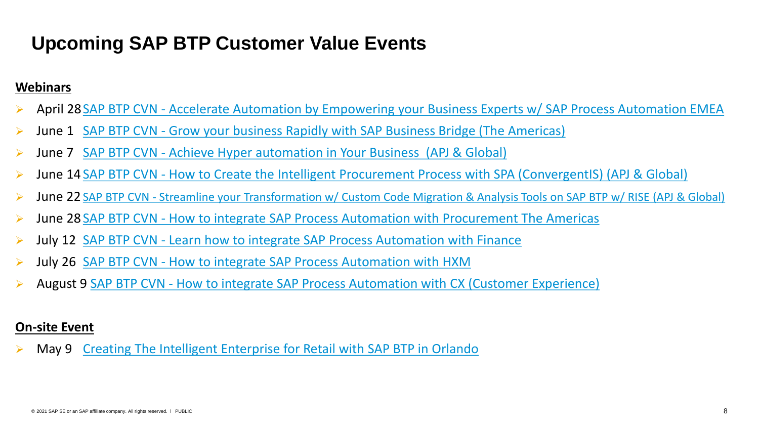# Upcoming SAP BTP Customer Value Events

**Webinars**

- April 28 SAP BTP CVN - Accelerate Automation by Empowering your Business Experts w/ SAP Process Automation EMEA
- June 1 SAP BTP CVN - Grow your business Rapidly with SAP Business Bridge (The Americas)
- June 7 SAP BTP CVN - Achieve Hyper automation in Your Business (APJ & Global)
- June 14 SAP BTP CVN - How to Create the Intelligent Procurement Process with SPA (ConvergentIS) (APJ & Global)
- June 22 SAP BTP CVN - Streamline your Transformation w/ Custom Code Migration & Analysis Tools on SAP BTP w/ RISE (APJ & Global)
- June 28 SAP BTP CVN - How to integrate SAP Process Automation with Procurement The Americas
- July 12 SAP BTP CVN - Learn how to integrate SAP Process Automation with Finance
- July 26 SAP BTP CVN - How to integrate SAP Process Automation with HXM
- August 9 SAP BTP CVN - How to integrate SAP Process Automation with CX (Customer Experience)

**On-site Event**

- May 9 Creating The Intelligent Enterprise for Retail with SAP BTP in Orlando

© 2021 SAP SE or an SAP affiliate company. All rights reserved. I PUBLIC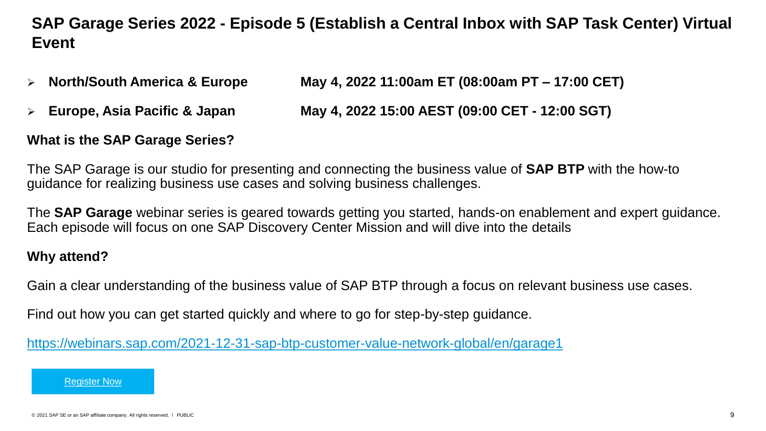# SAP Garage Series 2022 - Episode 5 (Establish a Central Inbox with SAP Task Center) Virtual Event

- **North/South America & Europe** **May 4, 2022 11:00am ET (08:00am PT – 17:00 CET)**
- **Europe, Asia Pacific & Japan** **May 4, 2022 15:00 AEST (09:00 CET - 12:00 SGT)**

**What is the SAP Garage Series?**

The SAP Garage is our studio for presenting and connecting the business value of **SAP BTP** with the how-to guidance for realizing business use cases and solving business challenges.

The **SAP Garage** webinar series is geared towards getting you started, hands-on enablement and expert guidance. Each episode will focus on one SAP Discovery Center Mission and will dive into the details

**Why attend?**

Gain a clear understanding of the business value of SAP BTP through a focus on relevant business use cases.

Find out how you can get started quickly and where to go for step-by-step guidance.

https://webinars.sap.com/2021-12-31-sap-btp-customer-value-network-global/en/garage1

Register Now

© 2021 SAP SE or an SAP affiliate company. All rights reserved. I PUBLIC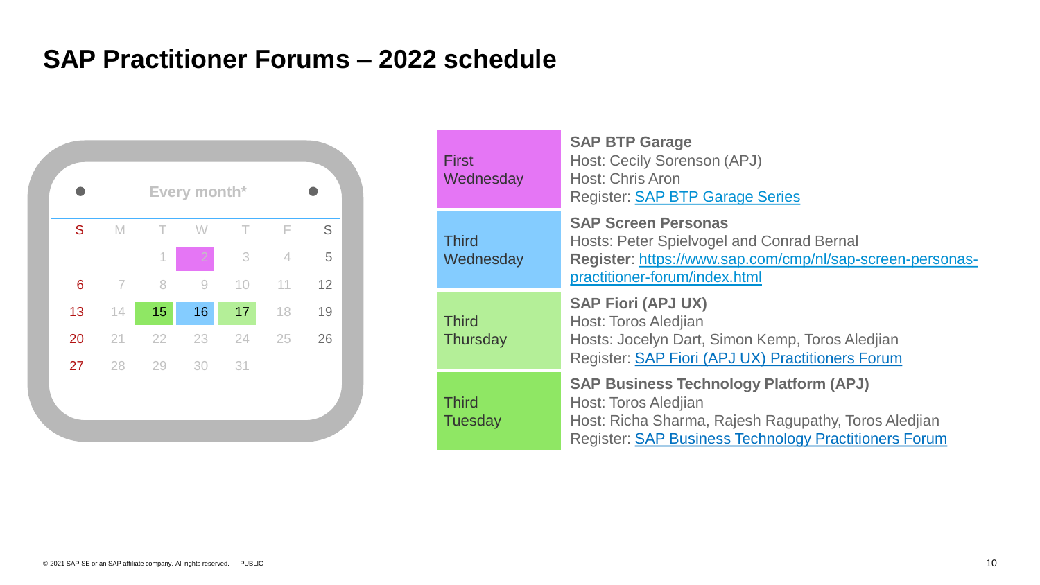# SAP Practitioner Forums – 2022 schedule

**Every month***

| S | M | T | W | T | F | S |
|---|---|---|---|---|---|---|
| | | 1 | 2 | 3 | 4 | 5 |
| 6 | 7 | 8 | 9 | 10 | 11 | 12 |
| 13 | 14 | 15 | 16 | 17 | 18 | 19 |
| 20 | 21 | 22 | 23 | 24 | 25 | 26 |
| 27 | 28 | 29 | 30 | 31 | | |

| | |
|---|---|
| First Wednesday | **SAP BTP Garage**<br>Host: Cecily Sorenson (APJ)<br>Host: Chris Aron<br>Register: [SAP BTP Garage Series]() |
| Third Wednesday | **SAP Screen Personas**<br>Hosts: Peter Spielvogel and Conrad Bernal<br>**Register**: [https://www.sap.com/cmp/nl/sap-screen-personas-practitioner-forum/index.html](https://www.sap.com/cmp/nl/sap-screen-personas-practitioner-forum/index.html) |
| Third Thursday | **SAP Fiori (APJ UX)**<br>Host: Toros Aledjian<br>Hosts: Jocelyn Dart, Simon Kemp, Toros Aledjian<br>Register: [SAP Fiori (APJ UX) Practitioners Forum]() |
| Third Tuesday | **SAP Business Technology Platform (APJ)**<br>Host: Toros Aledjian<br>Host: Richa Sharma, Rajesh Ragupathy, Toros Aledjian<br>Register: [SAP Business Technology Practitioners Forum]() |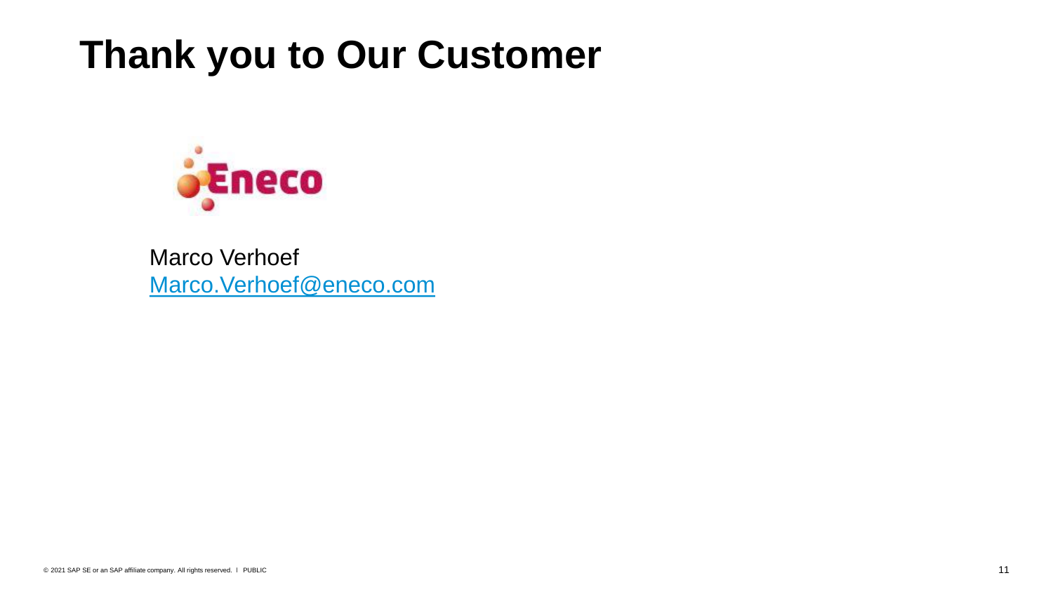# Thank you to Our Customer

Eneco

Marco Verhoef
[Marco.Verhoef@eneco.com](mailto:Marco.Verhoef@eneco.com)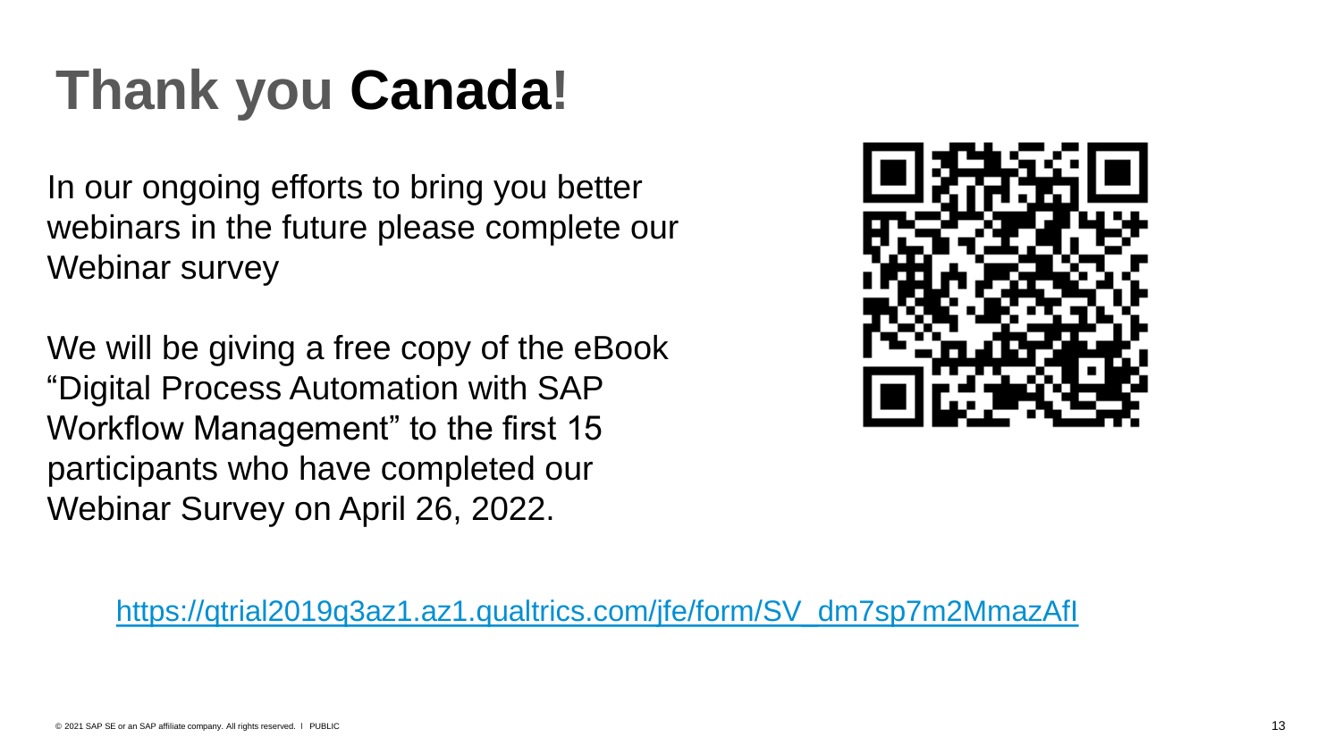# Thank you **Canada!**

In our ongoing efforts to bring you better webinars in the future please complete our Webinar survey

We will be giving a free copy of the eBook "Digital Process Automation with SAP Workflow Management" to the first 15 participants who have completed our Webinar Survey on April 26, 2022.

https://qtrial2019q3az1.az1.qualtrics.com/jfe/form/SV_dm7sp7m2MmazAfI

© 2021 SAP SE or an SAP affiliate company. All rights reserved. I PUBLIC